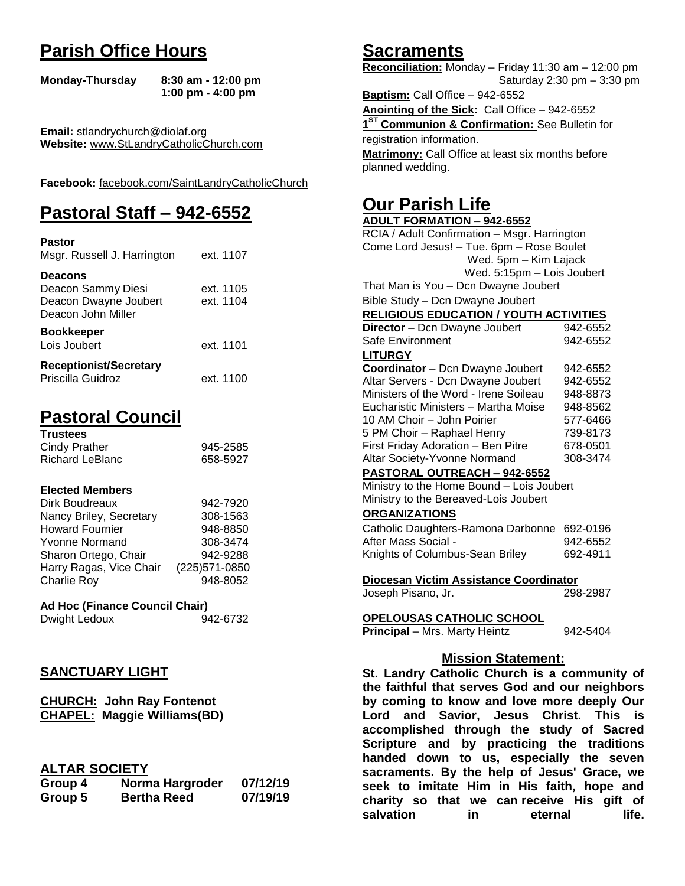# Parish Office Hours

**Monday-Thursday** **8:30 am - 12:00 pm**
**1:00 pm - 4:00 pm**

**Email:** stlandrychurch@diolaf.org
**Website:** www.StLandryCatholicChurch.com

**Facebook:** facebook.com/SaintLandryCatholicChurch

# Pastoral Staff – 942-6552

**Pastor**
Msgr. Russell J. Harrington ext. 1107

**Deacons**
Deacon Sammy Diesi ext. 1105
Deacon Dwayne Joubert ext. 1104
Deacon John Miller

**Bookkeeper**
Lois Joubert ext. 1101

**Receptionist/Secretary**
Priscilla Guidroz ext. 1100

# Pastoral Council

**Trustees**

| | |
|---|---|
| Cindy Prather | 945-2585 |
| Richard LeBlanc | 658-5927 |

**Elected Members**

| | |
|---|---|
| Dirk Boudreaux | 942-7920 |
| Nancy Briley, Secretary | 308-1563 |
| Howard Fournier | 948-8850 |
| Yvonne Normand | 308-3474 |
| Sharon Ortego, Chair | 942-9288 |
| Harry Ragas, Vice Chair | (225)571-0850 |
| Charlie Roy | 948-8052 |

**Ad Hoc (Finance Council Chair)**
Dwight Ledoux 942-6732

## SANCTUARY LIGHT

**CHURCH: John Ray Fontenot**
**CHAPEL: Maggie Williams(BD)**

## ALTAR SOCIETY

| | | |
|---|---|---|
| **Group 4** | **Norma Hargroder** | **07/12/19** |
| **Group 5** | **Bertha Reed** | **07/19/19** |

# Sacraments

**Reconciliation:** Monday – Friday 11:30 am – 12:00 pm
Saturday 2:30 pm – 3:30 pm

**Baptism:** Call Office – 942-6552

**Anointing of the Sick:** Call Office – 942-6552

**1ST Communion & Confirmation:** See Bulletin for registration information.

**Matrimony:** Call Office at least six months before planned wedding.

# Our Parish Life

**ADULT FORMATION – 942-6552**

RCIA / Adult Confirmation – Msgr. Harrington
Come Lord Jesus! – Tue. 6pm – Rose Boulet
Wed. 5pm – Kim Lajack
Wed. 5:15pm – Lois Joubert
That Man is You – Dcn Dwayne Joubert
Bible Study – Dcn Dwayne Joubert

**RELIGIOUS EDUCATION / YOUTH ACTIVITIES**

| | |
|---|---|
| **Director** – Dcn Dwayne Joubert | 942-6552 |
| Safe Environment | 942-6552 |

**LITURGY**

| | |
|---|---|
| **Coordinator** – Dcn Dwayne Joubert | 942-6552 |
| Altar Servers - Dcn Dwayne Joubert | 942-6552 |
| Ministers of the Word - Irene Soileau | 948-8873 |
| Eucharistic Ministers – Martha Moise | 948-8562 |
| 10 AM Choir – John Poirier | 577-6466 |
| 5 PM Choir – Raphael Henry | 739-8173 |
| First Friday Adoration – Ben Pitre | 678-0501 |
| Altar Society-Yvonne Normand | 308-3474 |

**PASTORAL OUTREACH – 942-6552**

Ministry to the Home Bound – Lois Joubert
Ministry to the Bereaved-Lois Joubert

**ORGANIZATIONS**

| | |
|---|---|
| Catholic Daughters-Ramona Darbonne | 692-0196 |
| After Mass Social - | 942-6552 |
| Knights of Columbus-Sean Briley | 692-4911 |

**Diocesan Victim Assistance Coordinator**
Joseph Pisano, Jr. 298-2987

**OPELOUSAS CATHOLIC SCHOOL**
**Principal** – Mrs. Marty Heintz 942-5404

## Mission Statement:

**St. Landry Catholic Church is a community of the faithful that serves God and our neighbors by coming to know and love more deeply Our Lord and Savior, Jesus Christ. This is accomplished through the study of Sacred Scripture and by practicing the traditions handed down to us, especially the seven sacraments. By the help of Jesus' Grace, we seek to imitate Him in His faith, hope and charity so that we can receive His gift of salvation in eternal life.**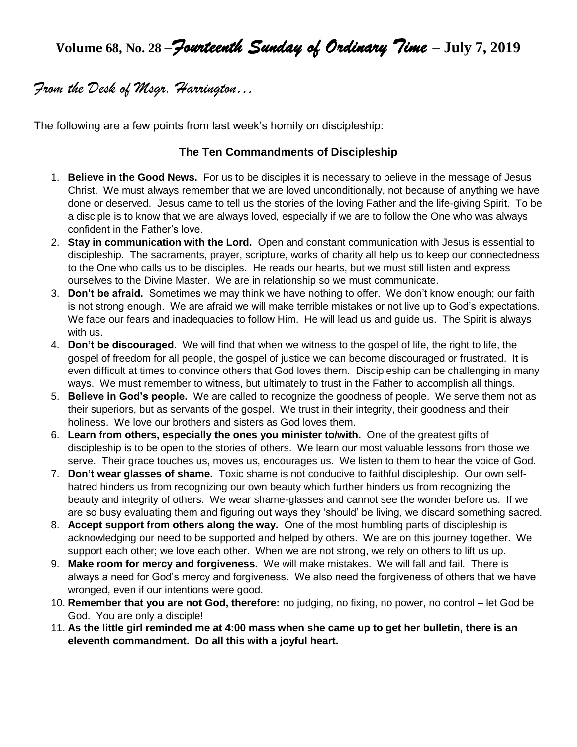# Volume 68, No. 28 –*Fourteenth Sunday of Ordinary Time* – July 7, 2019

## *From the Desk of Msgr. Harrington…*

The following are a few points from last week's homily on discipleship:

### The Ten Commandments of Discipleship

1. **Believe in the Good News.** For us to be disciples it is necessary to believe in the message of Jesus Christ. We must always remember that we are loved unconditionally, not because of anything we have done or deserved. Jesus came to tell us the stories of the loving Father and the life-giving Spirit. To be a disciple is to know that we are always loved, especially if we are to follow the One who was always confident in the Father's love.
2. **Stay in communication with the Lord.** Open and constant communication with Jesus is essential to discipleship. The sacraments, prayer, scripture, works of charity all help us to keep our connectedness to the One who calls us to be disciples. He reads our hearts, but we must still listen and express ourselves to the Divine Master. We are in relationship so we must communicate.
3. **Don't be afraid.** Sometimes we may think we have nothing to offer. We don't know enough; our faith is not strong enough. We are afraid we will make terrible mistakes or not live up to God's expectations. We face our fears and inadequacies to follow Him. He will lead us and guide us. The Spirit is always with us.
4. **Don't be discouraged.** We will find that when we witness to the gospel of life, the right to life, the gospel of freedom for all people, the gospel of justice we can become discouraged or frustrated. It is even difficult at times to convince others that God loves them. Discipleship can be challenging in many ways. We must remember to witness, but ultimately to trust in the Father to accomplish all things.
5. **Believe in God's people.** We are called to recognize the goodness of people. We serve them not as their superiors, but as servants of the gospel. We trust in their integrity, their goodness and their holiness. We love our brothers and sisters as God loves them.
6. **Learn from others, especially the ones you minister to/with.** One of the greatest gifts of discipleship is to be open to the stories of others. We learn our most valuable lessons from those we serve. Their grace touches us, moves us, encourages us. We listen to them to hear the voice of God.
7. **Don't wear glasses of shame.** Toxic shame is not conducive to faithful discipleship. Our own self-hatred hinders us from recognizing our own beauty which further hinders us from recognizing the beauty and integrity of others. We wear shame-glasses and cannot see the wonder before us. If we are so busy evaluating them and figuring out ways they 'should' be living, we discard something sacred.
8. **Accept support from others along the way.** One of the most humbling parts of discipleship is acknowledging our need to be supported and helped by others. We are on this journey together. We support each other; we love each other. When we are not strong, we rely on others to lift us up.
9. **Make room for mercy and forgiveness.** We will make mistakes. We will fall and fail. There is always a need for God's mercy and forgiveness. We also need the forgiveness of others that we have wronged, even if our intentions were good.
10. **Remember that you are not God, therefore:** no judging, no fixing, no power, no control – let God be God. You are only a disciple!
11. **As the little girl reminded me at 4:00 mass when she came up to get her bulletin, there is an eleventh commandment. Do all this with a joyful heart.**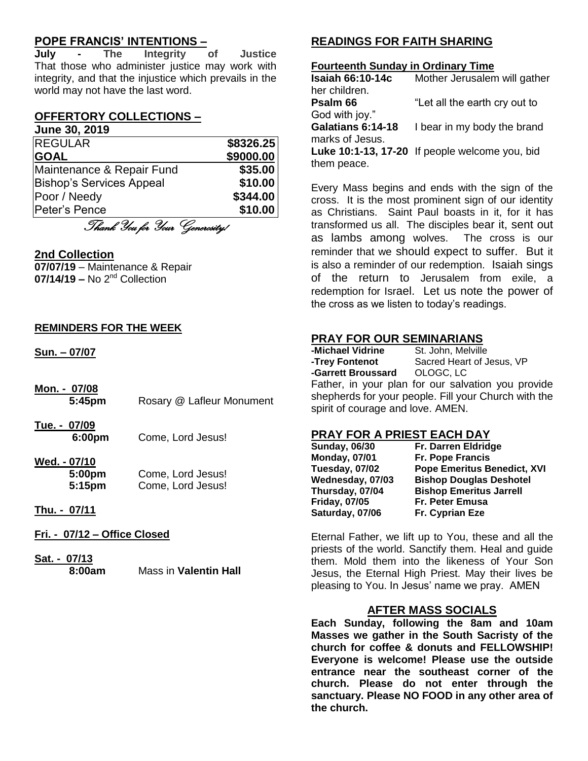## POPE FRANCIS' INTENTIONS –

**July - The Integrity of Justice**
That those who administer justice may work with integrity, and that the injustice which prevails in the world may not have the last word.

## OFFERTORY COLLECTIONS –

**June 30, 2019**

| | |
|---|---|
| REGULAR | **$8326.25** |
| **GOAL** | **$9000.00** |
| Maintenance & Repair Fund | **$35.00** |
| Bishop's Services Appeal | **$10.00** |
| Poor / Needy | **$344.00** |
| Peter's Pence | **$10.00** |

*Thank You for Your Generosity!*

## 2nd Collection

**07/07/19** – Maintenance & Repair
**07/14/19 –** No 2nd Collection

## REMINDERS FOR THE WEEK

**Sun. – 07/07**

**Mon. - 07/08**
**5:45pm** Rosary @ Lafleur Monument

**Tue. - 07/09**
**6:00pm** Come, Lord Jesus!

**Wed. - 07/10**
**5:00pm** Come, Lord Jesus!
**5:15pm** Come, Lord Jesus!

**Thu. - 07/11**

**Fri. - 07/12 – Office Closed**

**Sat. - 07/13**
**8:00am** Mass in **Valentin Hall**

## READINGS FOR FAITH SHARING

**Fourteenth Sunday in Ordinary Time**

**Isaiah 66:10-14c** Mother Jerusalem will gather her children.
**Psalm 66** "Let all the earth cry out to God with joy."
**Galatians 6:14-18** I bear in my body the brand marks of Jesus.
**Luke 10:1-13, 17-20** If people welcome you, bid them peace.

Every Mass begins and ends with the sign of the cross. It is the most prominent sign of our identity as Christians. Saint Paul boasts in it, for it has transformed us all. The disciples bear it, sent out as lambs among wolves. The cross is our reminder that we should expect to suffer. But it is also a reminder of our redemption. Isaiah sings of the return to Jerusalem from exile, a redemption for Israel. Let us note the power of the cross as we listen to today's readings.

## PRAY FOR OUR SEMINARIANS

**-Michael Vidrine** St. John, Melville
**-Trey Fontenot** Sacred Heart of Jesus, VP
**-Garrett Broussard** OLOGC, LC

Father, in your plan for our salvation you provide shepherds for your people. Fill your Church with the spirit of courage and love. AMEN.

## PRAY FOR A PRIEST EACH DAY

| | |
|---|---|
| **Sunday, 06/30** | **Fr. Darren Eldridge** |
| **Monday, 07/01** | **Fr. Pope Francis** |
| **Tuesday, 07/02** | **Pope Emeritus Benedict, XVI** |
| **Wednesday, 07/03** | **Bishop Douglas Deshotel** |
| **Thursday, 07/04** | **Bishop Emeritus Jarrell** |
| **Friday, 07/05** | **Fr. Peter Emusa** |
| **Saturday, 07/06** | **Fr. Cyprian Eze** |

Eternal Father, we lift up to You, these and all the priests of the world. Sanctify them. Heal and guide them. Mold them into the likeness of Your Son Jesus, the Eternal High Priest. May their lives be pleasing to You. In Jesus' name we pray. AMEN

## AFTER MASS SOCIALS

**Each Sunday, following the 8am and 10am Masses we gather in the South Sacristy of the church for coffee & donuts and FELLOWSHIP! Everyone is welcome! Please use the outside entrance near the southeast corner of the church. Please do not enter through the sanctuary. Please NO FOOD in any other area of the church.**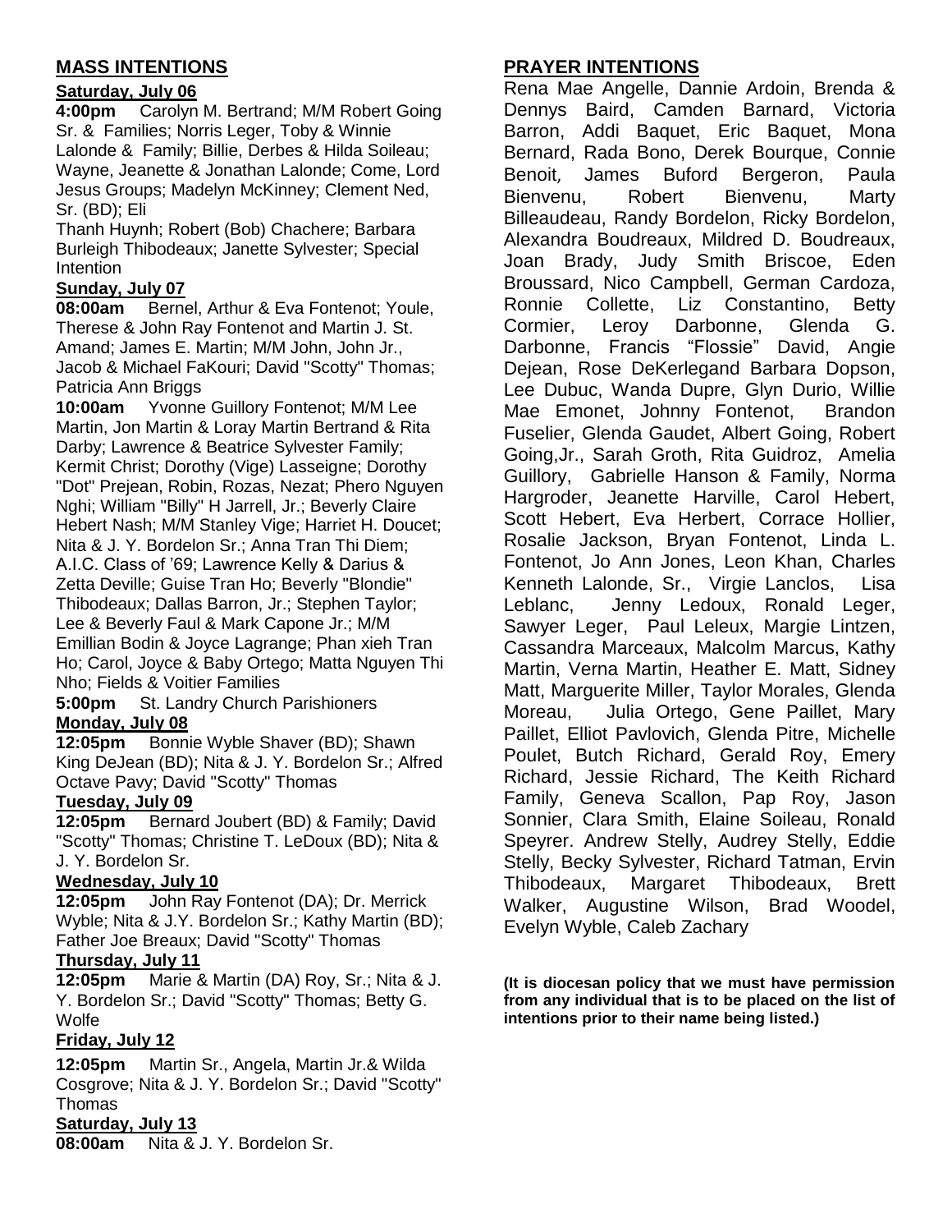## MASS INTENTIONS

**Saturday, July 06**

**4:00pm** Carolyn M. Bertrand; M/M Robert Going Sr. & Families; Norris Leger, Toby & Winnie Lalonde & Family; Billie, Derbes & Hilda Soileau; Wayne, Jeanette & Jonathan Lalonde; Come, Lord Jesus Groups; Madelyn McKinney; Clement Ned, Sr. (BD); Eli Thanh Huynh; Robert (Bob) Chachere; Barbara Burleigh Thibodeaux; Janette Sylvester; Special Intention

**Sunday, July 07**

**08:00am** Bernel, Arthur & Eva Fontenot; Youle, Therese & John Ray Fontenot and Martin J. St. Amand; James E. Martin; M/M John, John Jr., Jacob & Michael FaKouri; David "Scotty" Thomas; Patricia Ann Briggs

**10:00am** Yvonne Guillory Fontenot; M/M Lee Martin, Jon Martin & Loray Martin Bertrand & Rita Darby; Lawrence & Beatrice Sylvester Family; Kermit Christ; Dorothy (Vige) Lasseigne; Dorothy "Dot" Prejean, Robin, Rozas, Nezat; Phero Nguyen Nghi; William "Billy" H Jarrell, Jr.; Beverly Claire Hebert Nash; M/M Stanley Vige; Harriet H. Doucet; Nita & J. Y. Bordelon Sr.; Anna Tran Thi Diem; A.I.C. Class of '69; Lawrence Kelly & Darius & Zetta Deville; Guise Tran Ho; Beverly "Blondie" Thibodeaux; Dallas Barron, Jr.; Stephen Taylor; Lee & Beverly Faul & Mark Capone Jr.; M/M Emillian Bodin & Joyce Lagrange; Phan xieh Tran Ho; Carol, Joyce & Baby Ortego; Matta Nguyen Thi Nho; Fields & Voitier Families

**5:00pm** St. Landry Church Parishioners

**Monday, July 08**

**12:05pm** Bonnie Wyble Shaver (BD); Shawn King DeJean (BD); Nita & J. Y. Bordelon Sr.; Alfred Octave Pavy; David "Scotty" Thomas

**Tuesday, July 09**

**12:05pm** Bernard Joubert (BD) & Family; David "Scotty" Thomas; Christine T. LeDoux (BD); Nita & J. Y. Bordelon Sr.

**Wednesday, July 10**

**12:05pm** John Ray Fontenot (DA); Dr. Merrick Wyble; Nita & J.Y. Bordelon Sr.; Kathy Martin (BD); Father Joe Breaux; David "Scotty" Thomas

**Thursday, July 11**

**12:05pm** Marie & Martin (DA) Roy, Sr.; Nita & J. Y. Bordelon Sr.; David "Scotty" Thomas; Betty G. Wolfe

**Friday, July 12**

**12:05pm** Martin Sr., Angela, Martin Jr.& Wilda Cosgrove; Nita & J. Y. Bordelon Sr.; David "Scotty" Thomas

**Saturday, July 13**

**08:00am** Nita & J. Y. Bordelon Sr.

## PRAYER INTENTIONS

Rena Mae Angelle, Dannie Ardoin, Brenda & Dennys Baird, Camden Barnard, Victoria Barron, Addi Baquet, Eric Baquet, Mona Bernard, Rada Bono, Derek Bourque, Connie Benoit, James Buford Bergeron, Paula Bienvenu, Robert Bienvenu, Marty Billeaudeau, Randy Bordelon, Ricky Bordelon, Alexandra Boudreaux, Mildred D. Boudreaux, Joan Brady, Judy Smith Briscoe, Eden Broussard, Nico Campbell, German Cardoza, Ronnie Collette, Liz Constantino, Betty Cormier, Leroy Darbonne, Glenda G. Darbonne, Francis "Flossie" David, Angie Dejean, Rose DeKerlegand Barbara Dopson, Lee Dubuc, Wanda Dupre, Glyn Durio, Willie Mae Emonet, Johnny Fontenot, Brandon Fuselier, Glenda Gaudet, Albert Going, Robert Going,Jr., Sarah Groth, Rita Guidroz, Amelia Guillory, Gabrielle Hanson & Family, Norma Hargroder, Jeanette Harville, Carol Hebert, Scott Hebert, Eva Herbert, Corrace Hollier, Rosalie Jackson, Bryan Fontenot, Linda L. Fontenot, Jo Ann Jones, Leon Khan, Charles Kenneth Lalonde, Sr., Virgie Lanclos, Lisa Leblanc, Jenny Ledoux, Ronald Leger, Sawyer Leger, Paul Leleux, Margie Lintzen, Cassandra Marceaux, Malcolm Marcus, Kathy Martin, Verna Martin, Heather E. Matt, Sidney Matt, Marguerite Miller, Taylor Morales, Glenda Moreau, Julia Ortego, Gene Paillet, Mary Paillet, Elliot Pavlovich, Glenda Pitre, Michelle Poulet, Butch Richard, Gerald Roy, Emery Richard, Jessie Richard, The Keith Richard Family, Geneva Scallon, Pap Roy, Jason Sonnier, Clara Smith, Elaine Soileau, Ronald Speyrer. Andrew Stelly, Audrey Stelly, Eddie Stelly, Becky Sylvester, Richard Tatman, Ervin Thibodeaux, Margaret Thibodeaux, Brett Walker, Augustine Wilson, Brad Woodel, Evelyn Wyble, Caleb Zachary

**(It is diocesan policy that we must have permission from any individual that is to be placed on the list of intentions prior to their name being listed.)**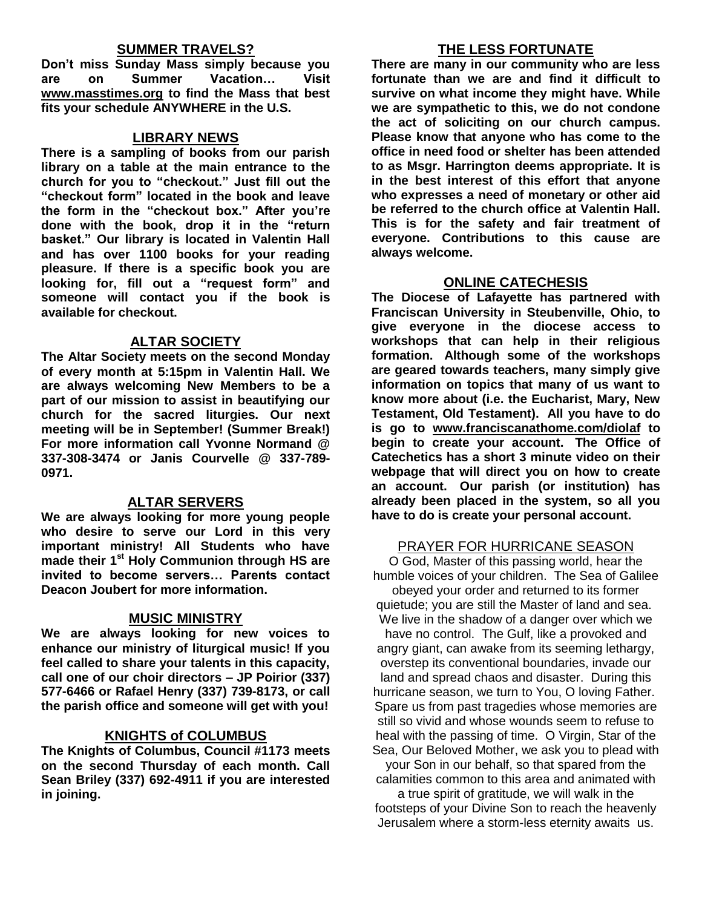## SUMMER TRAVELS?

**Don't miss Sunday Mass simply because you are on Summer Vacation… Visit www.masstimes.org to find the Mass that best fits your schedule ANYWHERE in the U.S.**

## LIBRARY NEWS

**There is a sampling of books from our parish library on a table at the main entrance to the church for you to "checkout." Just fill out the "checkout form" located in the book and leave the form in the "checkout box." After you're done with the book, drop it in the "return basket." Our library is located in Valentin Hall and has over 1100 books for your reading pleasure. If there is a specific book you are looking for, fill out a "request form" and someone will contact you if the book is available for checkout.**

## ALTAR SOCIETY

**The Altar Society meets on the second Monday of every month at 5:15pm in Valentin Hall. We are always welcoming New Members to be a part of our mission to assist in beautifying our church for the sacred liturgies. Our next meeting will be in September! (Summer Break!) For more information call Yvonne Normand @ 337-308-3474 or Janis Courvelle @ 337-789-0971.**

## ALTAR SERVERS

**We are always looking for more young people who desire to serve our Lord in this very important ministry! All Students who have made their 1st Holy Communion through HS are invited to become servers… Parents contact Deacon Joubert for more information.**

## MUSIC MINISTRY

**We are always looking for new voices to enhance our ministry of liturgical music! If you feel called to share your talents in this capacity, call one of our choir directors – JP Poirior (337) 577-6466 or Rafael Henry (337) 739-8173, or call the parish office and someone will get with you!**

## KNIGHTS of COLUMBUS

**The Knights of Columbus, Council #1173 meets on the second Thursday of each month. Call Sean Briley (337) 692-4911 if you are interested in joining.**

## THE LESS FORTUNATE

**There are many in our community who are less fortunate than we are and find it difficult to survive on what income they might have. While we are sympathetic to this, we do not condone the act of soliciting on our church campus. Please know that anyone who has come to the office in need food or shelter has been attended to as Msgr. Harrington deems appropriate. It is in the best interest of this effort that anyone who expresses a need of monetary or other aid be referred to the church office at Valentin Hall. This is for the safety and fair treatment of everyone. Contributions to this cause are always welcome.**

## ONLINE CATECHESIS

**The Diocese of Lafayette has partnered with Franciscan University in Steubenville, Ohio, to give everyone in the diocese access to workshops that can help in their religious formation. Although some of the workshops are geared towards teachers, many simply give information on topics that many of us want to know more about (i.e. the Eucharist, Mary, New Testament, Old Testament). All you have to do is go to www.franciscanathome.com/diolaf to begin to create your account. The Office of Catechetics has a short 3 minute video on their webpage that will direct you on how to create an account. Our parish (or institution) has already been placed in the system, so all you have to do is create your personal account.**

## PRAYER FOR HURRICANE SEASON

O God, Master of this passing world, hear the humble voices of your children. The Sea of Galilee obeyed your order and returned to its former quietude; you are still the Master of land and sea. We live in the shadow of a danger over which we have no control. The Gulf, like a provoked and angry giant, can awake from its seeming lethargy, overstep its conventional boundaries, invade our land and spread chaos and disaster. During this hurricane season, we turn to You, O loving Father. Spare us from past tragedies whose memories are still so vivid and whose wounds seem to refuse to heal with the passing of time. O Virgin, Star of the Sea, Our Beloved Mother, we ask you to plead with your Son in our behalf, so that spared from the calamities common to this area and animated with a true spirit of gratitude, we will walk in the footsteps of your Divine Son to reach the heavenly Jerusalem where a storm-less eternity awaits us.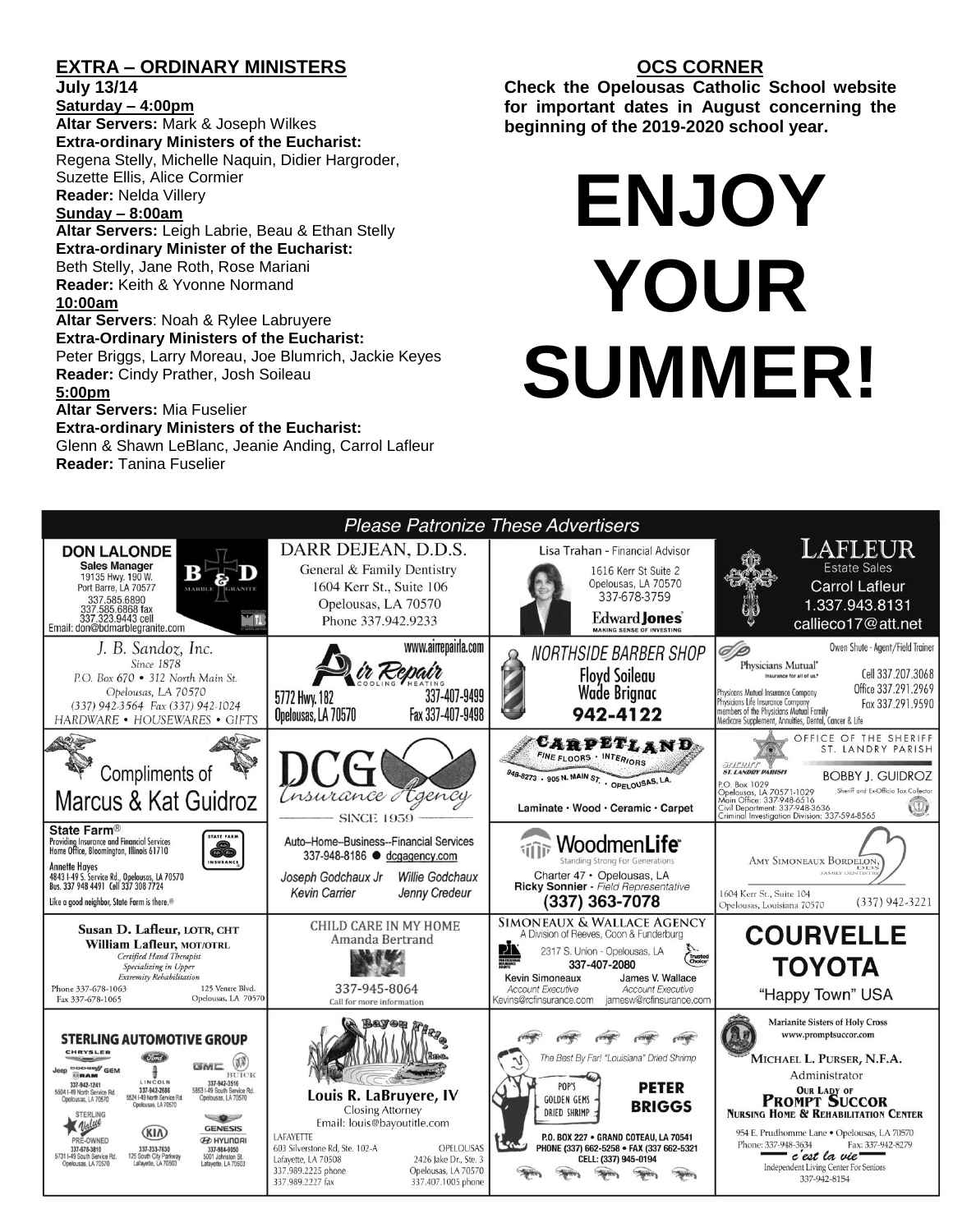## EXTRA – ORDINARY MINISTERS

**July 13/14**

**Saturday – 4:00pm**

**Altar Servers:** Mark & Joseph Wilkes
**Extra-ordinary Ministers of the Eucharist:** Regena Stelly, Michelle Naquin, Didier Hargroder, Suzette Ellis, Alice Cormier
**Reader:** Nelda Villery

**Sunday – 8:00am**

**Altar Servers:** Leigh Labrie, Beau & Ethan Stelly
**Extra-ordinary Minister of the Eucharist:** Beth Stelly, Jane Roth, Rose Mariani
**Reader:** Keith & Yvonne Normand

**10:00am**

**Altar Servers**: Noah & Rylee Labruyere
**Extra-Ordinary Ministers of the Eucharist:** Peter Briggs, Larry Moreau, Joe Blumrich, Jackie Keyes
**Reader:** Cindy Prather, Josh Soileau

**5:00pm**

**Altar Servers:** Mia Fuselier
**Extra-ordinary Ministers of the Eucharist:** Glenn & Shawn LeBlanc, Jeanie Anding, Carrol Lafleur
**Reader:** Tanina Fuselier

## OCS CORNER

**Check the Opelousas Catholic School website for important dates in August concerning the beginning of the 2019-2020 school year.**

# ENJOY YOUR SUMMER!

## Please Patronize These Advertisers

**DON LALONDE** — Sales Manager — B & D Marble Granite — 19135 Hwy. 190 W. Port Barre, LA 70577 — 337.585.6890 — 337.585.6868 fax — 337.323.9443 cell — Email: don@bdmarblegranite.com

**DARR DEJEAN, D.D.S.** — General & Family Dentistry — 1604 Kerr St., Suite 106 — Opelousas, LA 70570 — Phone 337.942.9233

**Lisa Trahan** - Financial Advisor — 1616 Kerr St Suite 2 — Opelousas, LA 70570 — 337-678-3759 — Edward Jones — MAKING SENSE OF INVESTING

**LAFLEUR** Estate Sales — Carrol Lafleur — 1.337.943.8131 — callieco17@att.net

**J. B. Sandoz, Inc.** — Since 1878 — P.O. Box 670 • 312 North Main St. — Opelousas, LA 70570 — (337) 942-3564 Fax (337) 942-1024 — HARDWARE • HOUSEWARES • GIFTS

**Air Repair** — COOLING • HEATING — www.airrepairla.com — 5772 Hwy. 182 — Opelousas, LA 70570 — 337-407-9499 — Fax 337-407-9498

**NORTHSIDE BARBER SHOP** — Floyd Soileau — Wade Brignac — 942-4122

**Physicians Mutual** — Insurance for all of us. — Owen Shute - Agent/Field Trainer — Cell 337.207.3068 — Office 337.291.2969 — Fax 337.291.9590 — Physicians Mutual Insurance Company, Physicians Life Insurance Company, members of the Physicians Mutual Family — Medicare Supplement, Annuities, Dental, Cancer & Life

**Compliments of Marcus & Kat Guidroz**

**DCG Insurance Agency** — SINCE 1959

**CARPETLAND** — FINE FLOORS • INTERIORS — 948-8273 • 905 N. MAIN ST. • OPELOUSAS, LA. — Laminate • Wood • Ceramic • Carpet

**OFFICE OF THE SHERIFF ST. LANDRY PARISH** — BOBBY J. GUIDROZ — Sheriff and Ex-Officio Tax Collector — P.O. Box 1029 — Opelousas, LA 70571-1029 — Main Office: 337-948-6516 — Civil Department: 337-948-3636 — Criminal Investigation Division: 337-594-8565

**State Farm®** — Providing Insurance and Financial Services — Home Office, Bloomington, Illinois 61710 — Annette Hayes — 4843 I-49 S. Service Rd., Opelousas, LA 70570 — Bus. 337 948 4491 Cell 337 308 7724 — Like a good neighbor, State Farm is there.®

**Auto–Home–Business--Financial Services** — 337-948-8186 ● dcgagency.com — Joseph Godchaux Jr, Willie Godchaux, Kevin Carrier, Jenny Credeur

**WoodmenLife** — Standing Strong For Generations — Charter 47 • Opelousas, LA — Ricky Sonnier - Field Representative — (337) 363-7078

**AMY SIMONEAUX BORDELON, DDS** — FAMILY DENTISTRY — 1604 Kerr St., Suite 104 — Opelousas, Louisiana 70570 — (337) 942-3221

**Susan D. Lafleur, LOTR, CHT** — **William Lafleur, MOT/OTRL** — Certified Hand Therapist — Specializing in Upper Extremity Rehabilitation — Phone 337-678-1063 — Fax 337-678-1065 — 125 Ventre Blvd. Opelousas, LA 70570

**CHILD CARE IN MY HOME** — Amanda Bertrand — 337-945-8064 — Call for more information

**SIMONEAUX & WALLACE AGENCY** — A Division of Reeves, Coon & Funderburg — 2317 S. Union - Opelousas, LA — 337-407-2080 — Kevin Simoneaux, Account Executive, Kevins@rcfinsurance.com — James V. Wallace, Account Executive, jamesw@rcfinsurance.com

**COURVELLE TOYOTA** — "Happy Town" USA

**STERLING AUTOMOTIVE GROUP** — Chrysler, Jeep, Dodge, Ram — 337-942-1241 — 5504 I-49 North Service Rd. Opelousas, LA 70570 — Lincoln — 337-942-2686 — 5524 I-49 North Service Rd. Opelousas, LA 70570 — GMC Buick — 337-942-3516 — 5853 I-49 South Service Rd. Opelousas, LA 70570 — Sterling Value Pre-Owned — 337-678-3810 — 5731 I-49 South Service Rd. Opelousas, LA 70570 — KIA — 337-233-7630 — 125 South City Parkway Lafayette, LA 70503 — Genesis Hyundai — 337-984-9850 — 5001 Johnston St. Lafayette, LA 70503

**Bayou Title, Inc.** — Louis R. LaBruyere, IV — Closing Attorney — Email: louis@bayoutitle.com — LAFAYETTE: 603 Silverstone Rd, Ste. 102-A, Lafayette, LA 70508, 337.989.2225 phone, 337.989.2227 fax — OPELOUSAS: 2426 Jake Dr., Ste. 3, Opelousas, LA 70570, 337.407.1005 phone

**PETER BRIGGS** — The Best By Far! "Louisiana" Dried Shrimp — POP'S GOLDEN GEMS DRIED SHRIMP — P.O. BOX 227 • GRAND COTEAU, LA 70541 — PHONE (337) 662-5258 • FAX (337) 662-5321 — CELL: (337) 945-0194

**Marianite Sisters of Holy Cross** — www.promptsuccor.com — MICHAEL L. PURSER, N.F.A. — Administrator — OUR LADY OF PROMPT SUCCOR NURSING HOME & REHABILITATION CENTER — 954 E. Prudhomme Lane • Opelousas, LA 70570 — Phone: 337-948-3634 Fax: 337-942-8279 — c'est la vie — Independent Living Center For Seniors — 337-942-8154